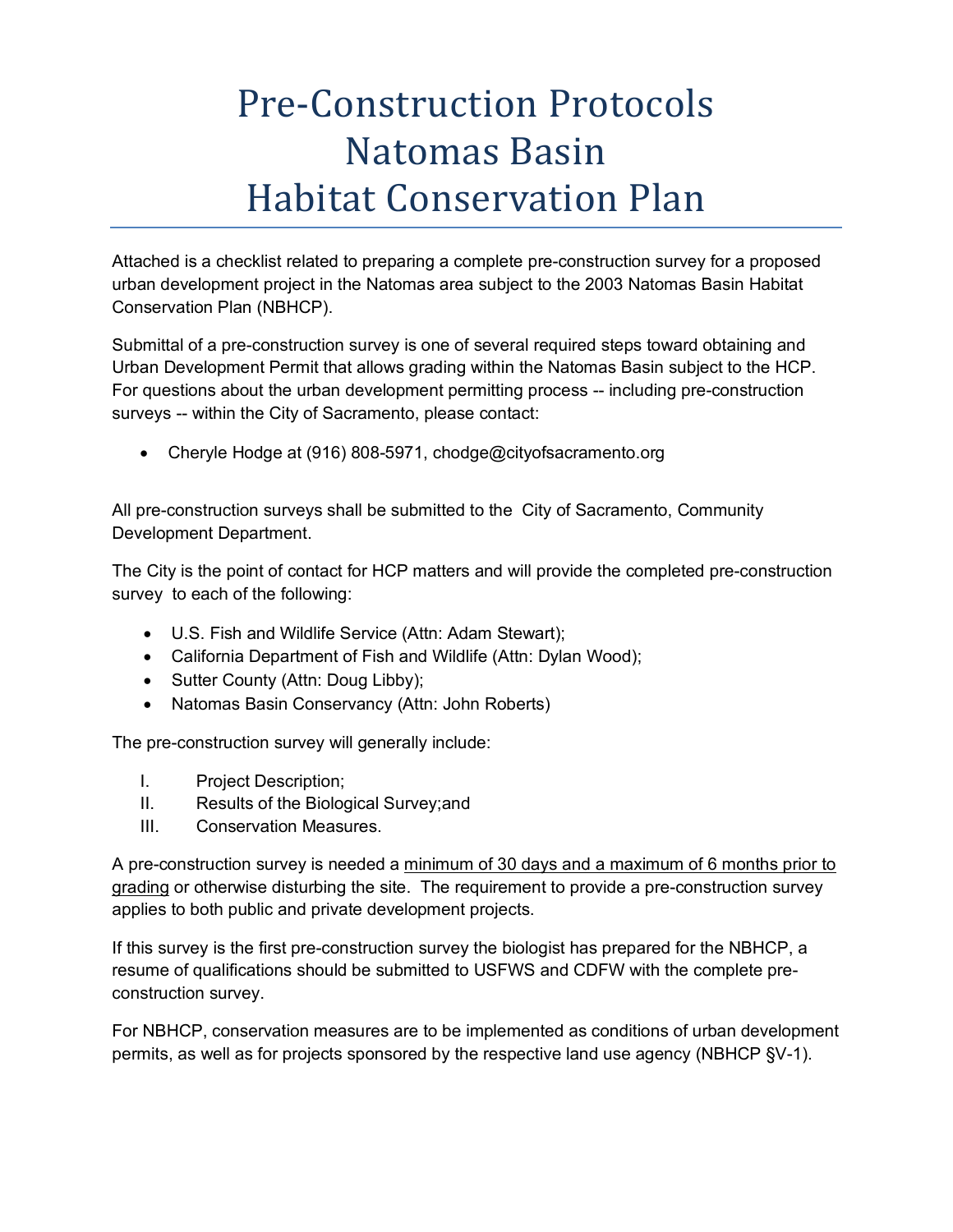# Pre-Construction Protocols Natomas Basin Habitat Conservation Plan

Attached is a checklist related to preparing a complete pre-construction survey for a proposed urban development project in the Natomas area subject to the 2003 Natomas Basin Habitat Conservation Plan (NBHCP).

Submittal of a pre-construction survey is one of several required steps toward obtaining and Urban Development Permit that allows grading within the Natomas Basin subject to the HCP. For questions about the urban development permitting process -- including pre-construction surveys -- within the City of Sacramento, please contact:

- Cheryle Hodge at (916) 808-5971, chodge@cityofsacramento.org

All pre-construction surveys shall be submitted to the City of Sacramento, Community Development Department.

The City is the point of contact for HCP matters and will provide the completed pre-construction survey to each of the following:

- U.S. Fish and Wildlife Service (Attn: Adam Stewart);
- California Department of Fish and Wildlife (Attn: Dylan Wood);
- Sutter County (Attn: Doug Libby);
- Natomas Basin Conservancy (Attn: John Roberts)

The pre-construction survey will generally include:

I. Project Description;
II. Results of the Biological Survey;and
III. Conservation Measures.

A pre-construction survey is needed a <u>minimum of 30 days and a maximum of 6 months prior to grading</u> or otherwise disturbing the site. The requirement to provide a pre-construction survey applies to both public and private development projects.

If this survey is the first pre-construction survey the biologist has prepared for the NBHCP, a resume of qualifications should be submitted to USFWS and CDFW with the complete pre-construction survey.

For NBHCP, conservation measures are to be implemented as conditions of urban development permits, as well as for projects sponsored by the respective land use agency (NBHCP §V-1).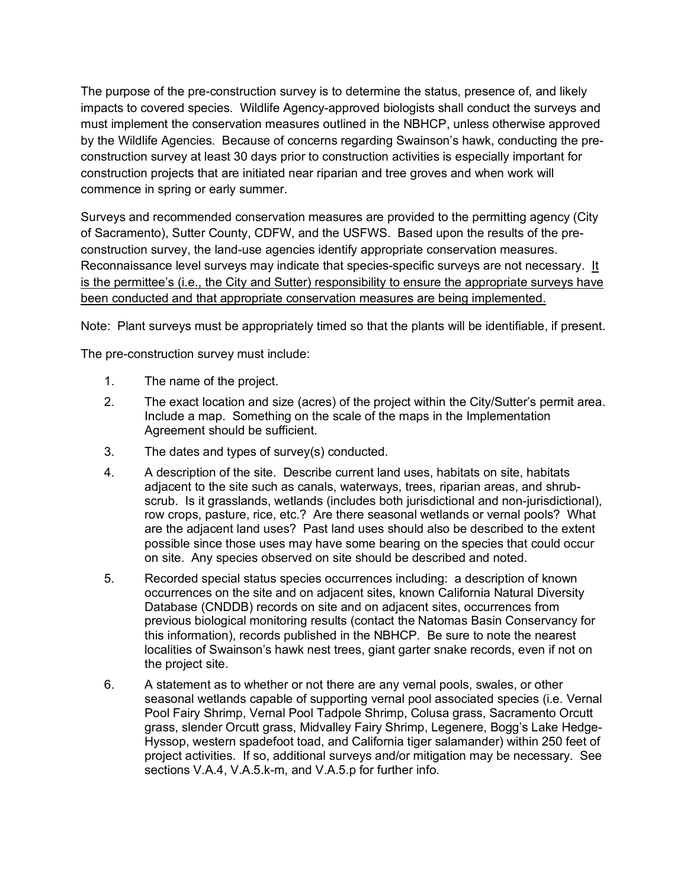The purpose of the pre-construction survey is to determine the status, presence of, and likely impacts to covered species. Wildlife Agency-approved biologists shall conduct the surveys and must implement the conservation measures outlined in the NBHCP, unless otherwise approved by the Wildlife Agencies. Because of concerns regarding Swainson's hawk, conducting the pre-construction survey at least 30 days prior to construction activities is especially important for construction projects that are initiated near riparian and tree groves and when work will commence in spring or early summer.

Surveys and recommended conservation measures are provided to the permitting agency (City of Sacramento), Sutter County, CDFW, and the USFWS. Based upon the results of the pre-construction survey, the land-use agencies identify appropriate conservation measures. Reconnaissance level surveys may indicate that species-specific surveys are not necessary. <u>It is the permittee's (i.e., the City and Sutter) responsibility to ensure the appropriate surveys have been conducted and that appropriate conservation measures are being implemented.</u>

Note: Plant surveys must be appropriately timed so that the plants will be identifiable, if present.

The pre-construction survey must include:

1. The name of the project.
2. The exact location and size (acres) of the project within the City/Sutter's permit area. Include a map. Something on the scale of the maps in the Implementation Agreement should be sufficient.
3. The dates and types of survey(s) conducted.
4. A description of the site. Describe current land uses, habitats on site, habitats adjacent to the site such as canals, waterways, trees, riparian areas, and shrub-scrub. Is it grasslands, wetlands (includes both jurisdictional and non-jurisdictional), row crops, pasture, rice, etc.? Are there seasonal wetlands or vernal pools? What are the adjacent land uses? Past land uses should also be described to the extent possible since those uses may have some bearing on the species that could occur on site. Any species observed on site should be described and noted.
5. Recorded special status species occurrences including: a description of known occurrences on the site and on adjacent sites, known California Natural Diversity Database (CNDDB) records on site and on adjacent sites, occurrences from previous biological monitoring results (contact the Natomas Basin Conservancy for this information), records published in the NBHCP. Be sure to note the nearest localities of Swainson's hawk nest trees, giant garter snake records, even if not on the project site.
6. A statement as to whether or not there are any vernal pools, swales, or other seasonal wetlands capable of supporting vernal pool associated species (i.e. Vernal Pool Fairy Shrimp, Vernal Pool Tadpole Shrimp, Colusa grass, Sacramento Orcutt grass, slender Orcutt grass, Midvalley Fairy Shrimp, Legenere, Bogg's Lake Hedge-Hyssop, western spadefoot toad, and California tiger salamander) within 250 feet of project activities. If so, additional surveys and/or mitigation may be necessary. See sections V.A.4, V.A.5.k-m, and V.A.5.p for further info.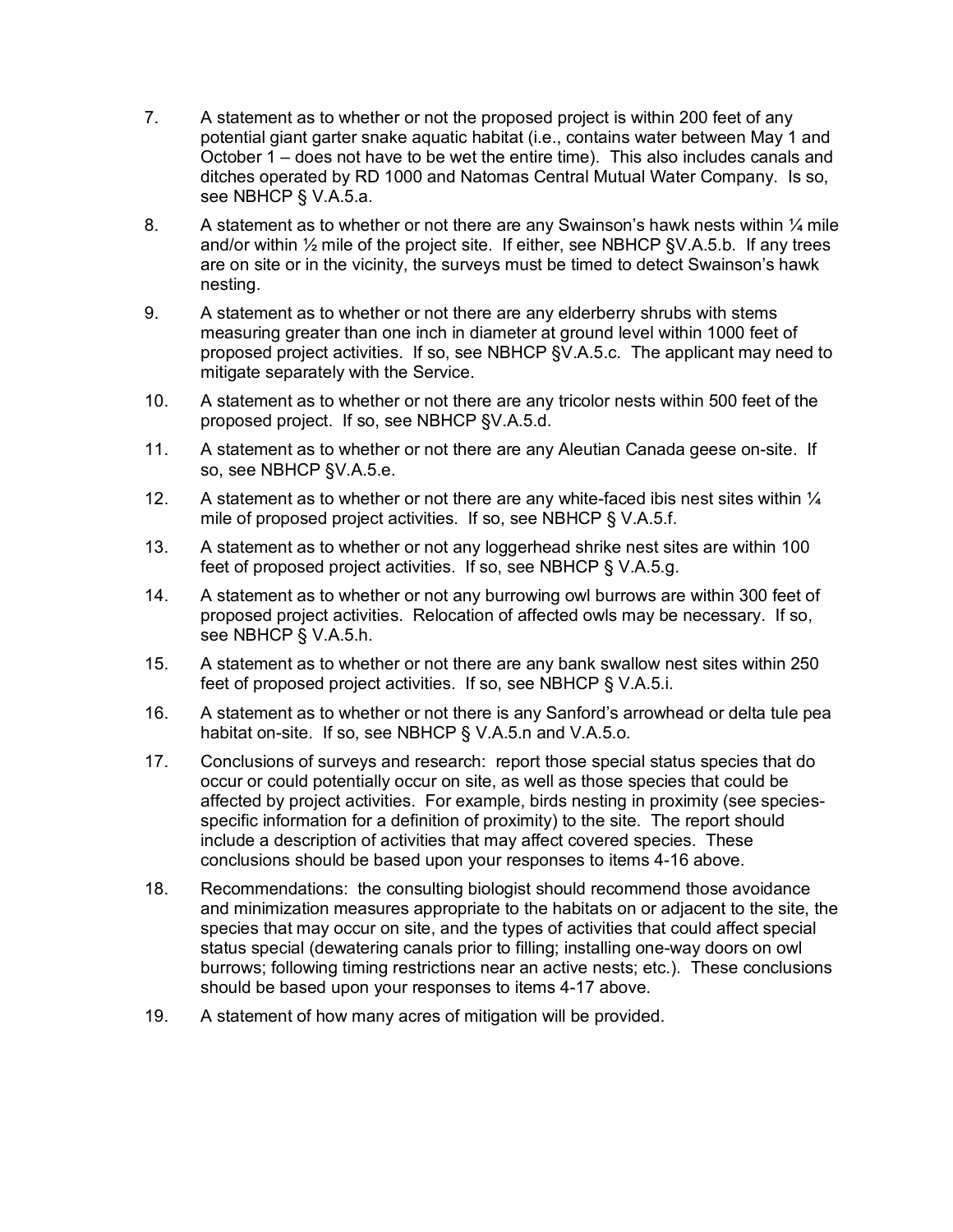7. A statement as to whether or not the proposed project is within 200 feet of any potential giant garter snake aquatic habitat (i.e., contains water between May 1 and October 1 – does not have to be wet the entire time). This also includes canals and ditches operated by RD 1000 and Natomas Central Mutual Water Company. Is so, see NBHCP § V.A.5.a.

8. A statement as to whether or not there are any Swainson's hawk nests within ¼ mile and/or within ½ mile of the project site. If either, see NBHCP §V.A.5.b. If any trees are on site or in the vicinity, the surveys must be timed to detect Swainson's hawk nesting.

9. A statement as to whether or not there are any elderberry shrubs with stems measuring greater than one inch in diameter at ground level within 1000 feet of proposed project activities. If so, see NBHCP §V.A.5.c. The applicant may need to mitigate separately with the Service.

10. A statement as to whether or not there are any tricolor nests within 500 feet of the proposed project. If so, see NBHCP §V.A.5.d.

11. A statement as to whether or not there are any Aleutian Canada geese on-site. If so, see NBHCP §V.A.5.e.

12. A statement as to whether or not there are any white-faced ibis nest sites within ¼ mile of proposed project activities. If so, see NBHCP § V.A.5.f.

13. A statement as to whether or not any loggerhead shrike nest sites are within 100 feet of proposed project activities. If so, see NBHCP § V.A.5.g.

14. A statement as to whether or not any burrowing owl burrows are within 300 feet of proposed project activities. Relocation of affected owls may be necessary. If so, see NBHCP § V.A.5.h.

15. A statement as to whether or not there are any bank swallow nest sites within 250 feet of proposed project activities. If so, see NBHCP § V.A.5.i.

16. A statement as to whether or not there is any Sanford's arrowhead or delta tule pea habitat on-site. If so, see NBHCP § V.A.5.n and V.A.5.o.

17. Conclusions of surveys and research: report those special status species that do occur or could potentially occur on site, as well as those species that could be affected by project activities. For example, birds nesting in proximity (see species-specific information for a definition of proximity) to the site. The report should include a description of activities that may affect covered species. These conclusions should be based upon your responses to items 4-16 above.

18. Recommendations: the consulting biologist should recommend those avoidance and minimization measures appropriate to the habitats on or adjacent to the site, the species that may occur on site, and the types of activities that could affect special status special (dewatering canals prior to filling; installing one-way doors on owl burrows; following timing restrictions near an active nests; etc.). These conclusions should be based upon your responses to items 4-17 above.

19. A statement of how many acres of mitigation will be provided.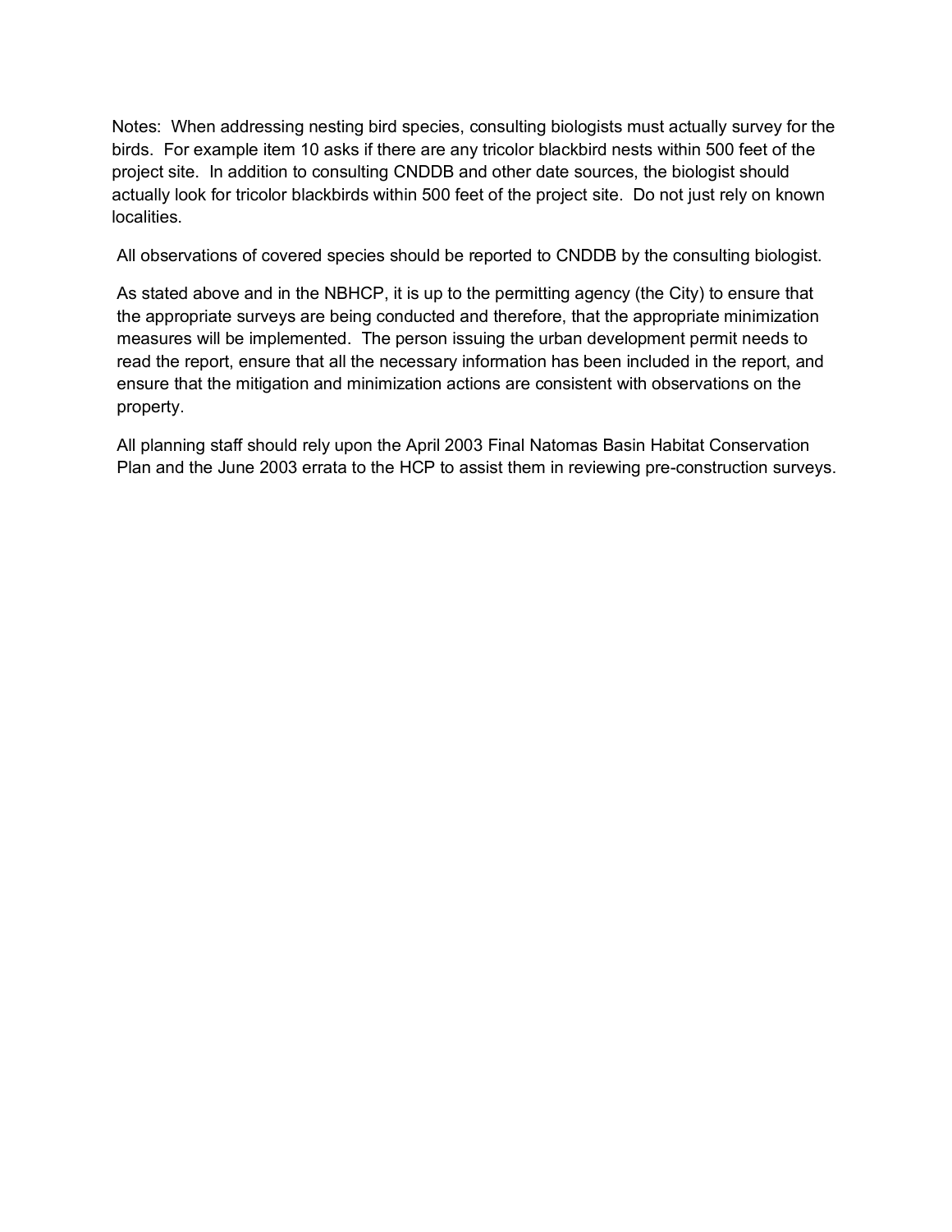Notes: When addressing nesting bird species, consulting biologists must actually survey for the birds. For example item 10 asks if there are any tricolor blackbird nests within 500 feet of the project site. In addition to consulting CNDDB and other date sources, the biologist should actually look for tricolor blackbirds within 500 feet of the project site. Do not just rely on known localities.

All observations of covered species should be reported to CNDDB by the consulting biologist.

As stated above and in the NBHCP, it is up to the permitting agency (the City) to ensure that the appropriate surveys are being conducted and therefore, that the appropriate minimization measures will be implemented. The person issuing the urban development permit needs to read the report, ensure that all the necessary information has been included in the report, and ensure that the mitigation and minimization actions are consistent with observations on the property.

All planning staff should rely upon the April 2003 Final Natomas Basin Habitat Conservation Plan and the June 2003 errata to the HCP to assist them in reviewing pre-construction surveys.